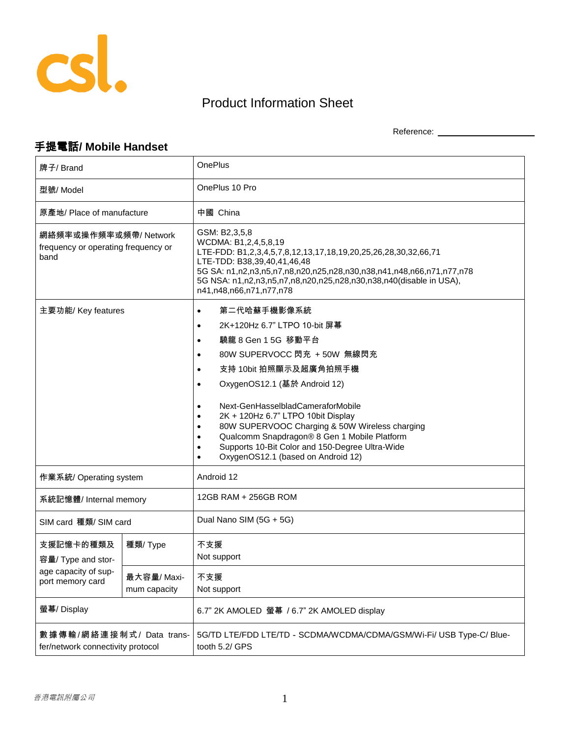# Product Information Sheet

Reference: \_\_\_\_\_\_\_\_\_\_\_\_\_\_\_\_\_\_

## 手提電話/ Mobile Handset

| | | |
|---|---|---|
| 牌子/ Brand | | OnePlus |
| 型號/ Model | | OnePlus 10 Pro |
| 原產地/ Place of manufacture | | 中國 China |
| 網絡頻率或操作頻率或頻帶/ Network frequency or operating frequency or band | | GSM: B2,3,5,8<br>WCDMA: B1,2,4,5,8,19<br>LTE-FDD: B1,2,3,4,5,7,8,12,13,17,18,19,20,25,26,28,30,32,66,71<br>LTE-TDD: B38,39,40,41,46,48<br>5G SA: n1,n2,n3,n5,n7,n8,n20,n25,n28,n30,n38,n41,n48,n66,n71,n77,n78<br>5G NSA: n1,n2,n3,n5,n7,n8,n20,n25,n28,n30,n38,n40(disable in USA), n41,n48,n66,n71,n77,n78 |
| 主要功能/ Key features | | • 第二代哈蘇手機影像系統<br>• 2K+120Hz 6.7" LTPO 10-bit 屏幕<br>• 驍龍 8 Gen 1 5G 移動平台<br>• 80W SUPERVOCC 閃充 + 50W 無線閃充<br>• 支持 10bit 拍照顯示及超廣角拍照手機<br>• OxygenOS12.1 (基於 Android 12)<br><br>• Next-GenHasselbladCameraforMobile<br>• 2K + 120Hz 6.7" LTPO 10bit Display<br>• 80W SUPERVOOC Charging & 50W Wireless charging<br>• Qualcomm Snapdragon® 8 Gen 1 Mobile Platform<br>• Supports 10-Bit Color and 150-Degree Ultra-Wide<br>• OxygenOS12.1 (based on Android 12) |
| 作業系統/ Operating system | | Android 12 |
| 系統記憶體/ Internal memory | | 12GB RAM + 256GB ROM |
| SIM card 種類/ SIM card | | Dual Nano SIM (5G + 5G) |
| 支援記憶卡的種類及容量/ Type and storage capacity of support memory card | 種類/ Type | 不支援<br>Not support |
| | 最大容量/ Maximum capacity | 不支援<br>Not support |
| 螢幕/ Display | | 6.7" 2K AMOLED 螢幕 / 6.7" 2K AMOLED display |
| 數據傳輸/網絡連接制式/ Data transfer/network connectivity protocol | | 5G/TD LTE/FDD LTE/TD - SCDMA/WCDMA/CDMA/GSM/Wi-Fi/ USB Type-C/ Bluetooth 5.2/ GPS |

*香港電訊附屬公司*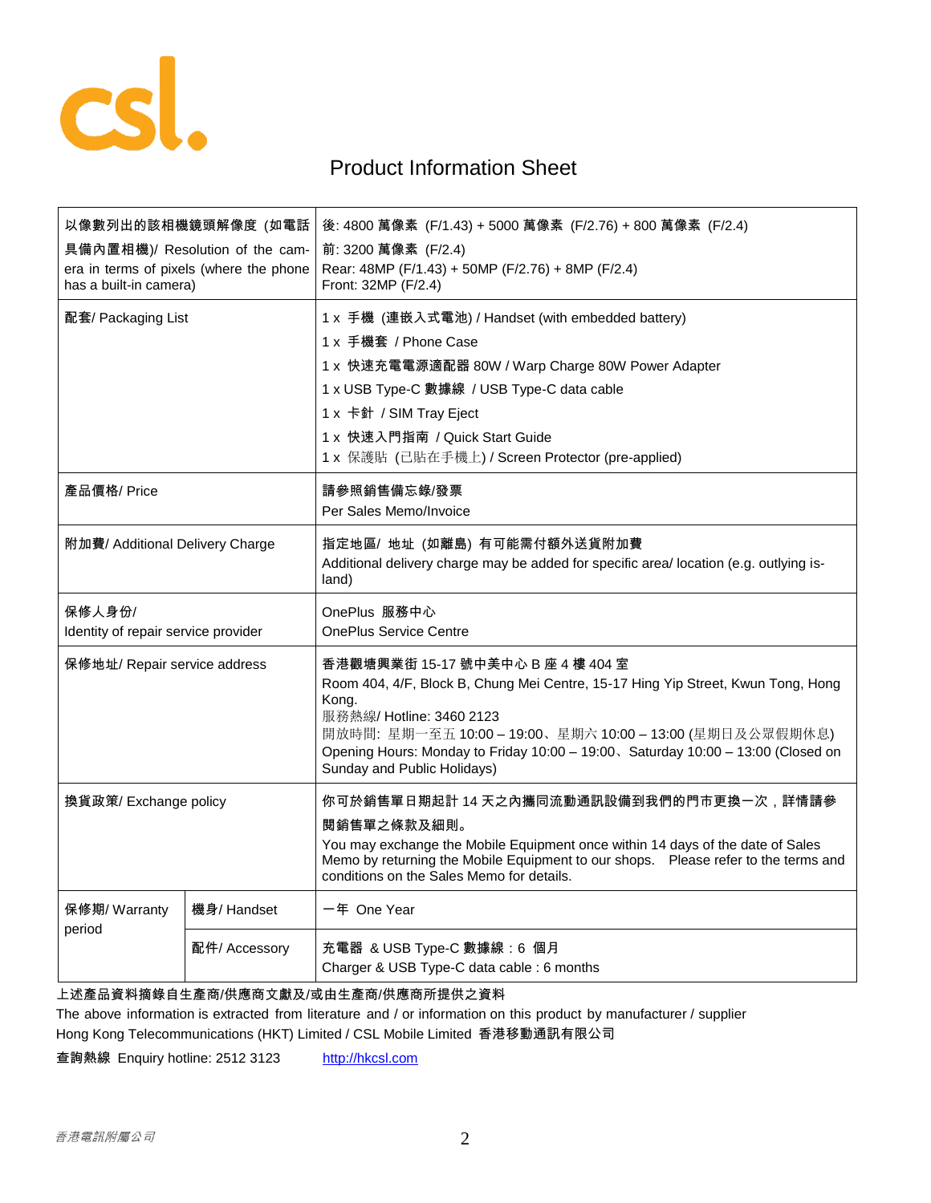# Product Information Sheet

| | | |
|---|---|---|
| 以像數列出的該相機鏡頭解像度 (如電話具備內置相機)/ Resolution of the camera in terms of pixels (where the phone has a built-in camera) | | 後: 4800 萬像素 (F/1.43) + 5000 萬像素 (F/2.76) + 800 萬像素 (F/2.4)<br>前: 3200 萬像素 (F/2.4)<br>Rear: 48MP (F/1.43) + 50MP (F/2.76) + 8MP (F/2.4)<br>Front: 32MP (F/2.4) |
| 配套/ Packaging List | | 1 x 手機 (連嵌入式電池) / Handset (with embedded battery)<br>1 x 手機套 / Phone Case<br>1 x 快速充電電源適配器 80W / Warp Charge 80W Power Adapter<br>1 x USB Type-C 數據線 / USB Type-C data cable<br>1 x 卡針 / SIM Tray Eject<br>1 x 快速入門指南 / Quick Start Guide<br>1 x 保護貼 (已貼在手機上) / Screen Protector (pre-applied) |
| 產品價格/ Price | | 請參照銷售備忘錄/發票<br>Per Sales Memo/Invoice |
| 附加費/ Additional Delivery Charge | | 指定地區/ 地址 (如離島) 有可能需付額外送貨附加費<br>Additional delivery charge may be added for specific area/ location (e.g. outlying island) |
| 保修人身份/<br>Identity of repair service provider | | OnePlus 服務中心<br>OnePlus Service Centre |
| 保修地址/ Repair service address | | 香港觀塘興業街 15-17 號中美中心 B 座 4 樓 404 室<br>Room 404, 4/F, Block B, Chung Mei Centre, 15-17 Hing Yip Street, Kwun Tong, Hong Kong.<br>服務熱線/ Hotline: 3460 2123<br>開放時間: 星期一至五 10:00 – 19:00、星期六 10:00 – 13:00 (星期日及公眾假期休息)<br>Opening Hours: Monday to Friday 10:00 – 19:00、Saturday 10:00 – 13:00 (Closed on Sunday and Public Holidays) |
| 換貨政策/ Exchange policy | | 你可於銷售單日期起計 14 天之內攜同流動通訊設備到我們的門市更換一次，詳情請參閱銷售單之條款及細則。<br>You may exchange the Mobile Equipment once within 14 days of the date of Sales Memo by returning the Mobile Equipment to our shops. Please refer to the terms and conditions on the Sales Memo for details. |
| 保修期/ Warranty period | 機身/ Handset | 一年 One Year |
| | 配件/ Accessory | 充電器 & USB Type-C 數據線 : 6 個月<br>Charger & USB Type-C data cable : 6 months |

上述產品資料摘錄自生產商/供應商文獻及/或由生產商/供應商所提供之資料

The above information is extracted from literature and / or information on this product by manufacturer / supplier

Hong Kong Telecommunications (HKT) Limited / CSL Mobile Limited 香港移動通訊有限公司

查詢熱線 Enquiry hotline: 2512 3123 http://hkcsl.com

*香港電訊附屬公司*